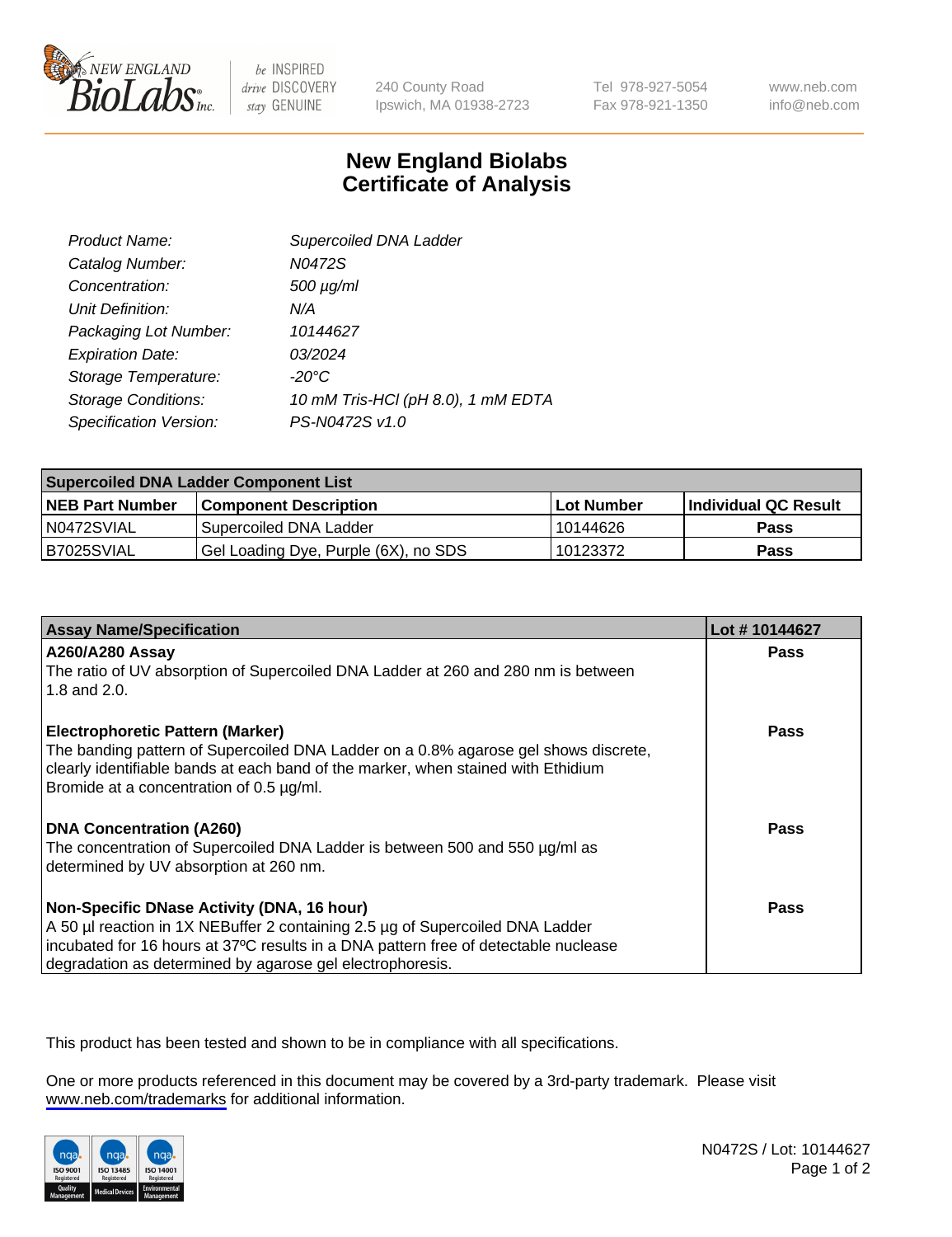New England BioLabs Inc. — be INSPIRED drive DISCOVERY stay GENUINE

240 County Road
Ipswich, MA 01938-2723

Tel 978-927-5054
Fax 978-921-1350

www.neb.com
info@neb.com

# New England Biolabs
# Certificate of Analysis

| | |
|---|---|
| *Product Name:* | *Supercoiled DNA Ladder* |
| *Catalog Number:* | *N0472S* |
| *Concentration:* | *500 µg/ml* |
| *Unit Definition:* | *N/A* |
| *Packaging Lot Number:* | *10144627* |
| *Expiration Date:* | *03/2024* |
| *Storage Temperature:* | *-20°C* |
| *Storage Conditions:* | *10 mM Tris-HCl (pH 8.0), 1 mM EDTA* |
| *Specification Version:* | *PS-N0472S v1.0* |

| **Supercoiled DNA Ladder Component List** | | | |
|---|---|---|---|
| **NEB Part Number** | **Component Description** | **Lot Number** | **Individual QC Result** |
| N0472SVIAL | Supercoiled DNA Ladder | 10144626 | **Pass** |
| B7025SVIAL | Gel Loading Dye, Purple (6X), no SDS | 10123372 | **Pass** |

| **Assay Name/Specification** | **Lot # 10144627** |
|---|---|
| **A260/A280 Assay**<br>The ratio of UV absorption of Supercoiled DNA Ladder at 260 and 280 nm is between 1.8 and 2.0. | **Pass** |
| **Electrophoretic Pattern (Marker)**<br>The banding pattern of Supercoiled DNA Ladder on a 0.8% agarose gel shows discrete, clearly identifiable bands at each band of the marker, when stained with Ethidium Bromide at a concentration of 0.5 µg/ml. | **Pass** |
| **DNA Concentration (A260)**<br>The concentration of Supercoiled DNA Ladder is between 500 and 550 µg/ml as determined by UV absorption at 260 nm. | **Pass** |
| **Non-Specific DNase Activity (DNA, 16 hour)**<br>A 50 µl reaction in 1X NEBuffer 2 containing 2.5 µg of Supercoiled DNA Ladder incubated for 16 hours at 37ºC results in a DNA pattern free of detectable nuclease degradation as determined by agarose gel electrophoresis. | **Pass** |

This product has been tested and shown to be in compliance with all specifications.

One or more products referenced in this document may be covered by a 3rd-party trademark. Please visit www.neb.com/trademarks for additional information.

ISO 9001 Registered Quality Management | ISO 13485 Registered Medical Devices | ISO 14001 Registered Environmental Management

N0472S / Lot: 10144627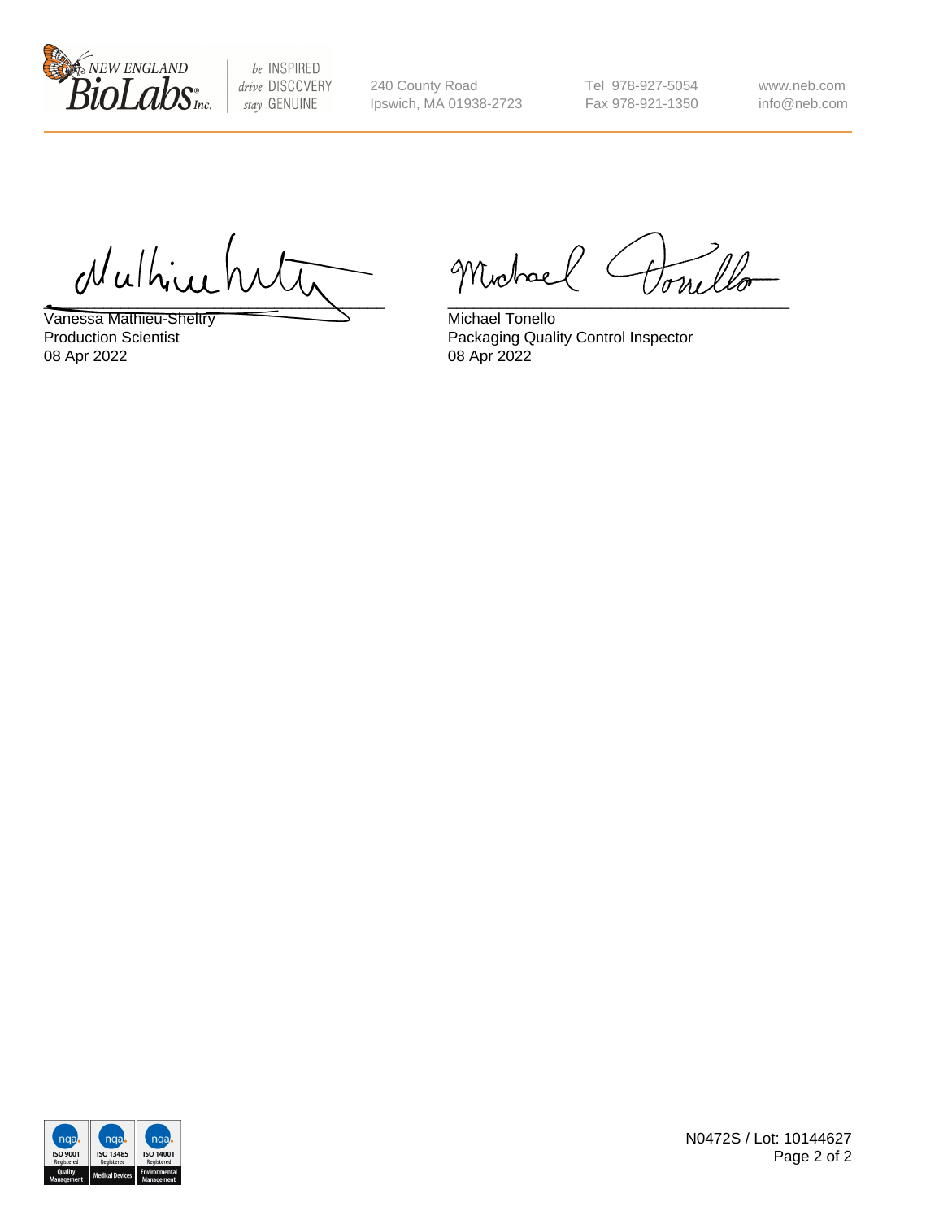Vanessa Mathieu-Sheltry
Production Scientist
08 Apr 2022

Michael Tonello
Packaging Quality Control Inspector
08 Apr 2022